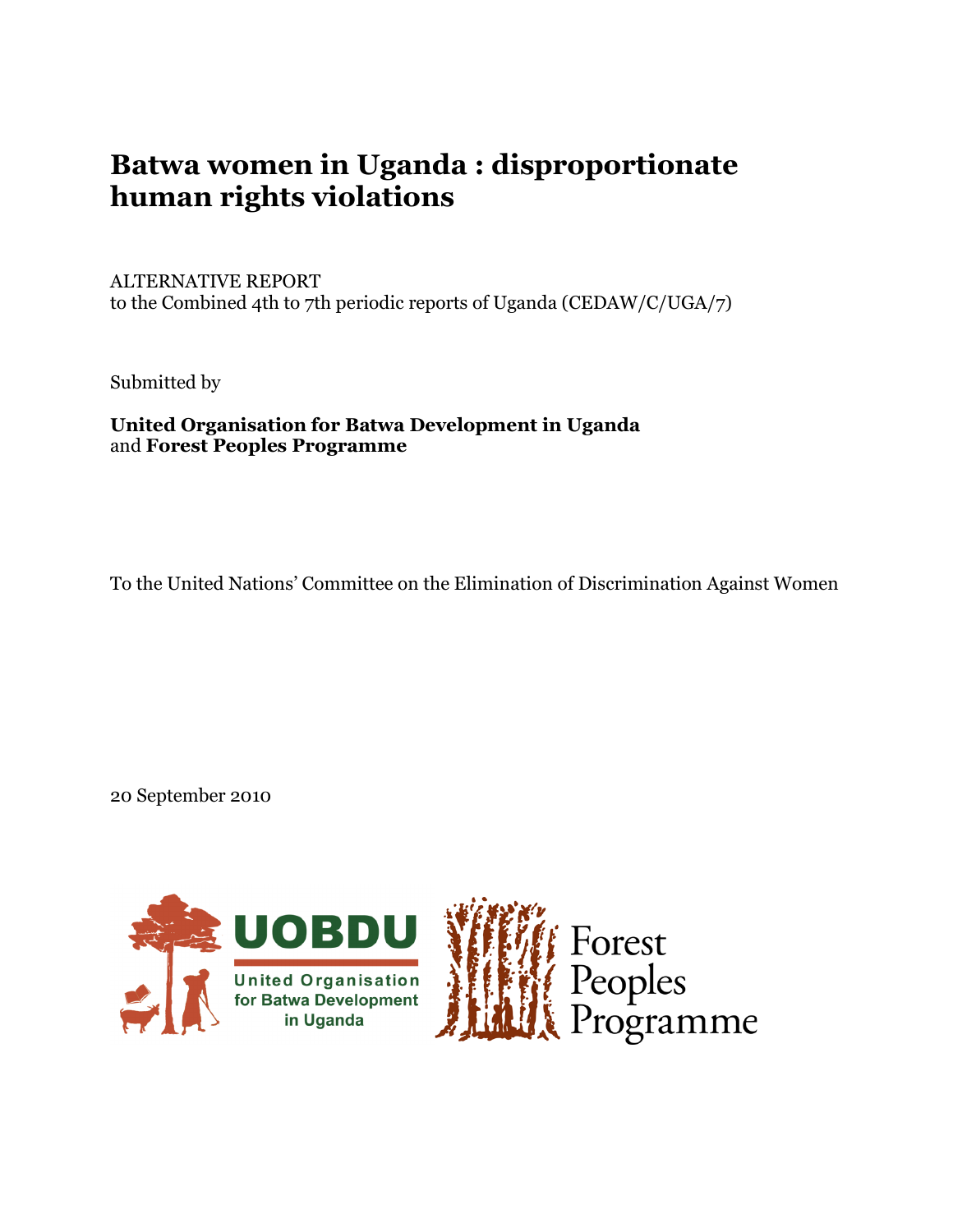# Batwa women in Uganda : disproportionate human rights violations

ALTERNATIVE REPORT
to the Combined 4th to 7th periodic reports of Uganda (CEDAW/C/UGA/7)

Submitted by

**United Organisation for Batwa Development in Uganda**
and **Forest Peoples Programme**

To the United Nations' Committee on the Elimination of Discrimination Against Women

20 September 2010

UOBDU
United Organisation for Batwa Development in Uganda

Forest Peoples Programme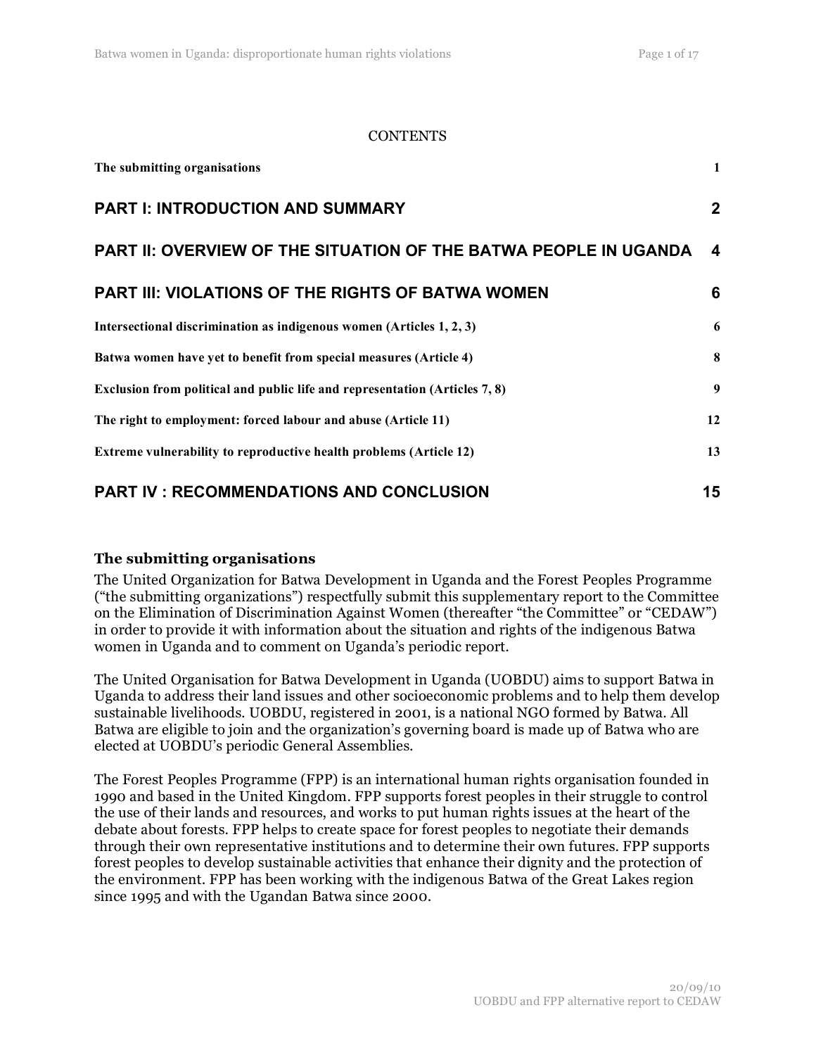CONTENTS

| | |
|---|---|
| **The submitting organisations** | **1** |
| **PART I: INTRODUCTION AND SUMMARY** | **2** |
| **PART II: OVERVIEW OF THE SITUATION OF THE BATWA PEOPLE IN UGANDA** | **4** |
| **PART III: VIOLATIONS OF THE RIGHTS OF BATWA WOMEN** | **6** |
| **Intersectional discrimination as indigenous women (Articles 1, 2, 3)** | **6** |
| **Batwa women have yet to benefit from special measures (Article 4)** | **8** |
| **Exclusion from political and public life and representation (Articles 7, 8)** | **9** |
| **The right to employment: forced labour and abuse (Article 11)** | **12** |
| **Extreme vulnerability to reproductive health problems (Article 12)** | **13** |
| **PART IV : RECOMMENDATIONS AND CONCLUSION** | **15** |

### The submitting organisations

The United Organization for Batwa Development in Uganda and the Forest Peoples Programme ("the submitting organizations") respectfully submit this supplementary report to the Committee on the Elimination of Discrimination Against Women (thereafter "the Committee" or "CEDAW") in order to provide it with information about the situation and rights of the indigenous Batwa women in Uganda and to comment on Uganda's periodic report.

The United Organisation for Batwa Development in Uganda (UOBDU) aims to support Batwa in Uganda to address their land issues and other socioeconomic problems and to help them develop sustainable livelihoods. UOBDU, registered in 2001, is a national NGO formed by Batwa. All Batwa are eligible to join and the organization's governing board is made up of Batwa who are elected at UOBDU's periodic General Assemblies.

The Forest Peoples Programme (FPP) is an international human rights organisation founded in 1990 and based in the United Kingdom. FPP supports forest peoples in their struggle to control the use of their lands and resources, and works to put human rights issues at the heart of the debate about forests. FPP helps to create space for forest peoples to negotiate their demands through their own representative institutions and to determine their own futures. FPP supports forest peoples to develop sustainable activities that enhance their dignity and the protection of the environment. FPP has been working with the indigenous Batwa of the Great Lakes region since 1995 and with the Ugandan Batwa since 2000.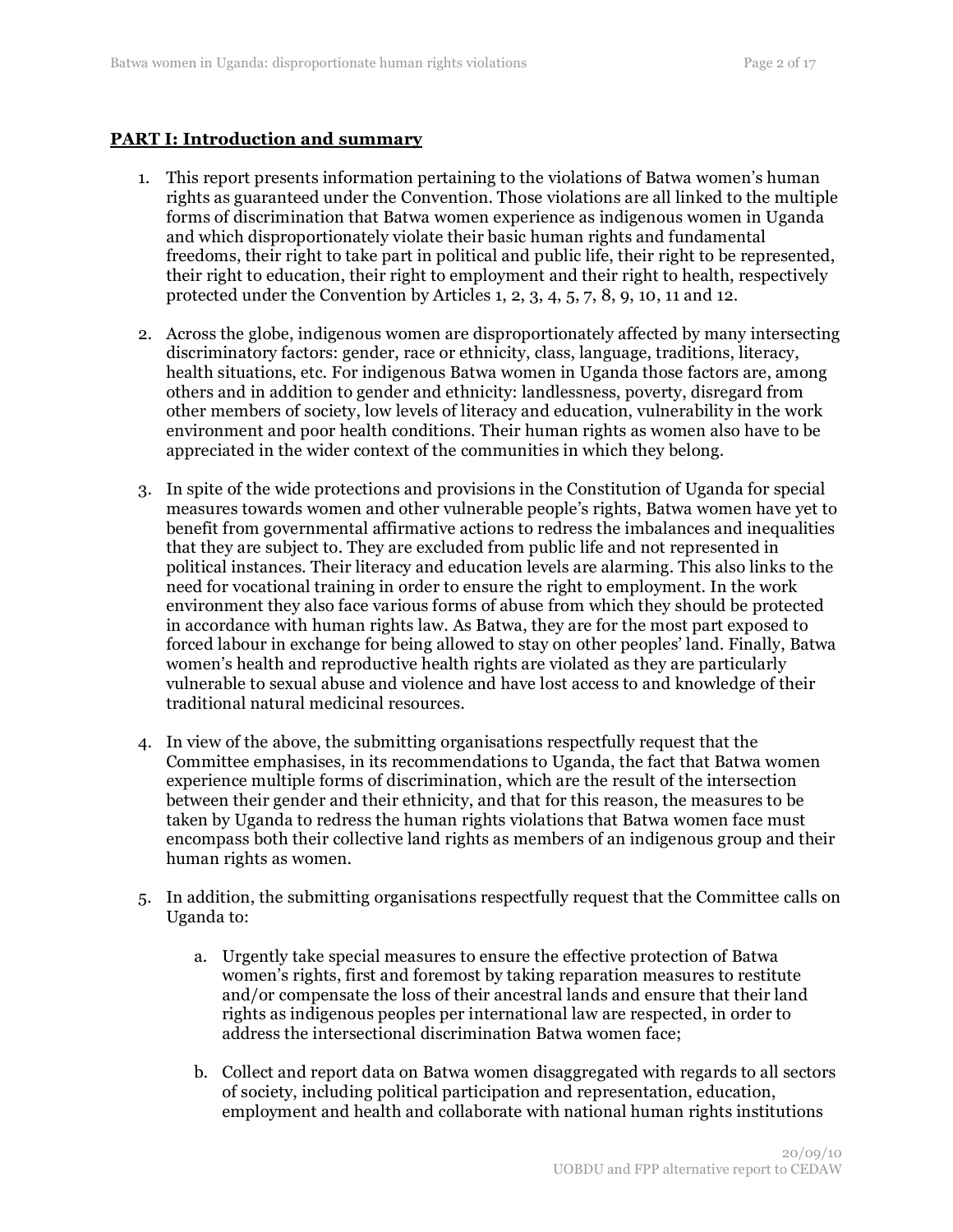## PART I: Introduction and summary

1. This report presents information pertaining to the violations of Batwa women's human rights as guaranteed under the Convention. Those violations are all linked to the multiple forms of discrimination that Batwa women experience as indigenous women in Uganda and which disproportionately violate their basic human rights and fundamental freedoms, their right to take part in political and public life, their right to be represented, their right to education, their right to employment and their right to health, respectively protected under the Convention by Articles 1, 2, 3, 4, 5, 7, 8, 9, 10, 11 and 12.

2. Across the globe, indigenous women are disproportionately affected by many intersecting discriminatory factors: gender, race or ethnicity, class, language, traditions, literacy, health situations, etc. For indigenous Batwa women in Uganda those factors are, among others and in addition to gender and ethnicity: landlessness, poverty, disregard from other members of society, low levels of literacy and education, vulnerability in the work environment and poor health conditions. Their human rights as women also have to be appreciated in the wider context of the communities in which they belong.

3. In spite of the wide protections and provisions in the Constitution of Uganda for special measures towards women and other vulnerable people's rights, Batwa women have yet to benefit from governmental affirmative actions to redress the imbalances and inequalities that they are subject to. They are excluded from public life and not represented in political instances. Their literacy and education levels are alarming. This also links to the need for vocational training in order to ensure the right to employment. In the work environment they also face various forms of abuse from which they should be protected in accordance with human rights law. As Batwa, they are for the most part exposed to forced labour in exchange for being allowed to stay on other peoples' land. Finally, Batwa women's health and reproductive health rights are violated as they are particularly vulnerable to sexual abuse and violence and have lost access to and knowledge of their traditional natural medicinal resources.

4. In view of the above, the submitting organisations respectfully request that the Committee emphasises, in its recommendations to Uganda, the fact that Batwa women experience multiple forms of discrimination, which are the result of the intersection between their gender and their ethnicity, and that for this reason, the measures to be taken by Uganda to redress the human rights violations that Batwa women face must encompass both their collective land rights as members of an indigenous group and their human rights as women.

5. In addition, the submitting organisations respectfully request that the Committee calls on Uganda to:

    a. Urgently take special measures to ensure the effective protection of Batwa women's rights, first and foremost by taking reparation measures to restitute and/or compensate the loss of their ancestral lands and ensure that their land rights as indigenous peoples per international law are respected, in order to address the intersectional discrimination Batwa women face;

    b. Collect and report data on Batwa women disaggregated with regards to all sectors of society, including political participation and representation, education, employment and health and collaborate with national human rights institutions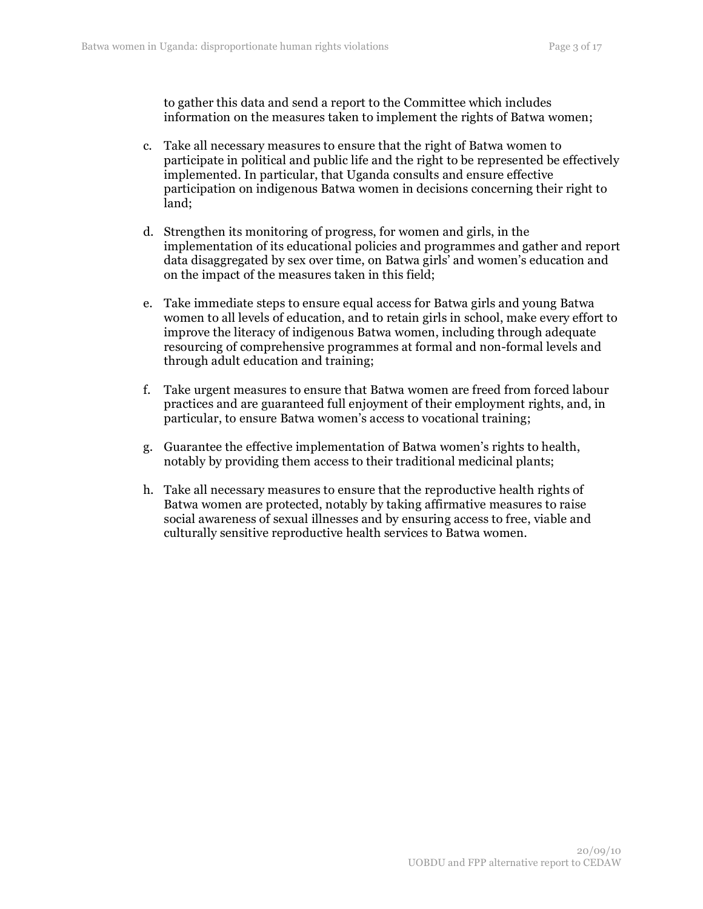to gather this data and send a report to the Committee which includes information on the measures taken to implement the rights of Batwa women;

c. Take all necessary measures to ensure that the right of Batwa women to participate in political and public life and the right to be represented be effectively implemented. In particular, that Uganda consults and ensure effective participation on indigenous Batwa women in decisions concerning their right to land;

d. Strengthen its monitoring of progress, for women and girls, in the implementation of its educational policies and programmes and gather and report data disaggregated by sex over time, on Batwa girls' and women's education and on the impact of the measures taken in this field;

e. Take immediate steps to ensure equal access for Batwa girls and young Batwa women to all levels of education, and to retain girls in school, make every effort to improve the literacy of indigenous Batwa women, including through adequate resourcing of comprehensive programmes at formal and non-formal levels and through adult education and training;

f. Take urgent measures to ensure that Batwa women are freed from forced labour practices and are guaranteed full enjoyment of their employment rights, and, in particular, to ensure Batwa women's access to vocational training;

g. Guarantee the effective implementation of Batwa women's rights to health, notably by providing them access to their traditional medicinal plants;

h. Take all necessary measures to ensure that the reproductive health rights of Batwa women are protected, notably by taking affirmative measures to raise social awareness of sexual illnesses and by ensuring access to free, viable and culturally sensitive reproductive health services to Batwa women.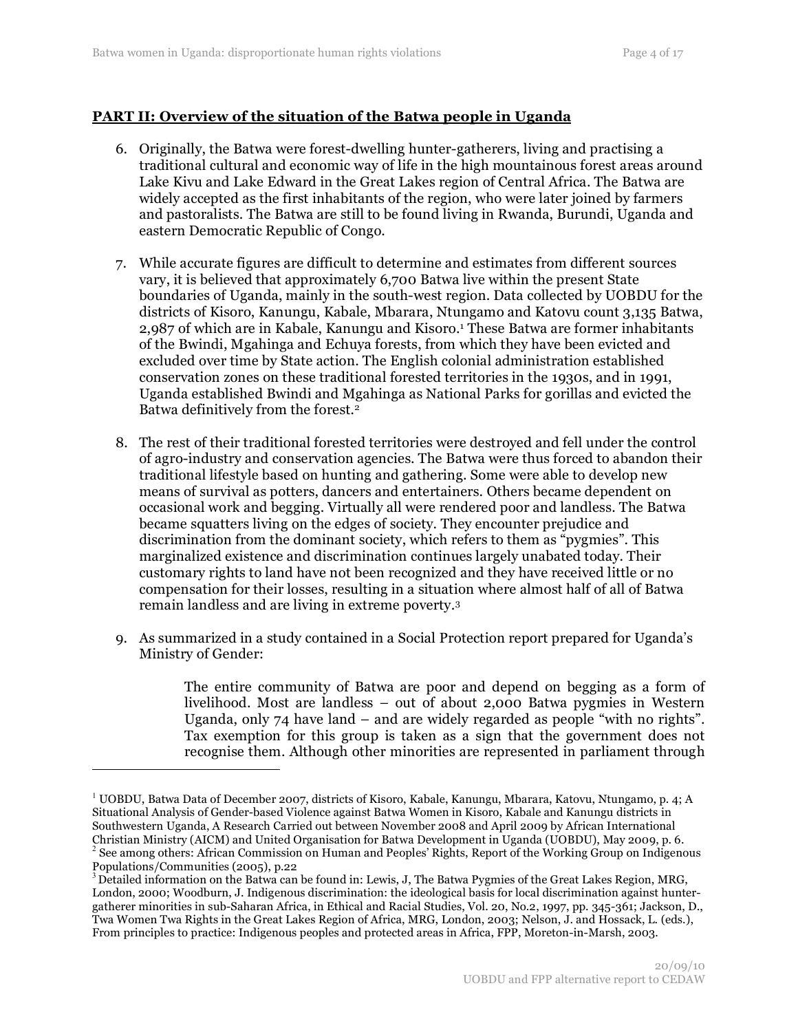## PART II: Overview of the situation of the Batwa people in Uganda

6. Originally, the Batwa were forest-dwelling hunter-gatherers, living and practising a traditional cultural and economic way of life in the high mountainous forest areas around Lake Kivu and Lake Edward in the Great Lakes region of Central Africa. The Batwa are widely accepted as the first inhabitants of the region, who were later joined by farmers and pastoralists. The Batwa are still to be found living in Rwanda, Burundi, Uganda and eastern Democratic Republic of Congo.

7. While accurate figures are difficult to determine and estimates from different sources vary, it is believed that approximately 6,700 Batwa live within the present State boundaries of Uganda, mainly in the south-west region. Data collected by UOBDU for the districts of Kisoro, Kanungu, Kabale, Mbarara, Ntungamo and Katovu count 3,135 Batwa, 2,987 of which are in Kabale, Kanungu and Kisoro.[1] These Batwa are former inhabitants of the Bwindi, Mgahinga and Echuya forests, from which they have been evicted and excluded over time by State action. The English colonial administration established conservation zones on these traditional forested territories in the 1930s, and in 1991, Uganda established Bwindi and Mgahinga as National Parks for gorillas and evicted the Batwa definitively from the forest.[2]

8. The rest of their traditional forested territories were destroyed and fell under the control of agro-industry and conservation agencies. The Batwa were thus forced to abandon their traditional lifestyle based on hunting and gathering. Some were able to develop new means of survival as potters, dancers and entertainers. Others became dependent on occasional work and begging. Virtually all were rendered poor and landless. The Batwa became squatters living on the edges of society. They encounter prejudice and discrimination from the dominant society, which refers to them as "pygmies". This marginalized existence and discrimination continues largely unabated today. Their customary rights to land have not been recognized and they have received little or no compensation for their losses, resulting in a situation where almost half of all of Batwa remain landless and are living in extreme poverty.[3]

9. As summarized in a study contained in a Social Protection report prepared for Uganda's Ministry of Gender:

> The entire community of Batwa are poor and depend on begging as a form of livelihood. Most are landless – out of about 2,000 Batwa pygmies in Western Uganda, only 74 have land – and are widely regarded as people "with no rights". Tax exemption for this group is taken as a sign that the government does not recognise them. Although other minorities are represented in parliament through

---

[1] UOBDU, Batwa Data of December 2007, districts of Kisoro, Kabale, Kanungu, Mbarara, Katovu, Ntungamo, p. 4; A Situational Analysis of Gender-based Violence against Batwa Women in Kisoro, Kabale and Kanungu districts in Southwestern Uganda, A Research Carried out between November 2008 and April 2009 by African International Christian Ministry (AICM) and United Organisation for Batwa Development in Uganda (UOBDU), May 2009, p. 6.

[2] See among others: African Commission on Human and Peoples' Rights, Report of the Working Group on Indigenous Populations/Communities (2005), p.22

[3] Detailed information on the Batwa can be found in: Lewis, J, The Batwa Pygmies of the Great Lakes Region, MRG, London, 2000; Woodburn, J. Indigenous discrimination: the ideological basis for local discrimination against hunter-gatherer minorities in sub-Saharan Africa, in Ethical and Racial Studies, Vol. 20, No.2, 1997, pp. 345-361; Jackson, D., Twa Women Twa Rights in the Great Lakes Region of Africa, MRG, London, 2003; Nelson, J. and Hossack, L. (eds.), From principles to practice: Indigenous peoples and protected areas in Africa, FPP, Moreton-in-Marsh, 2003.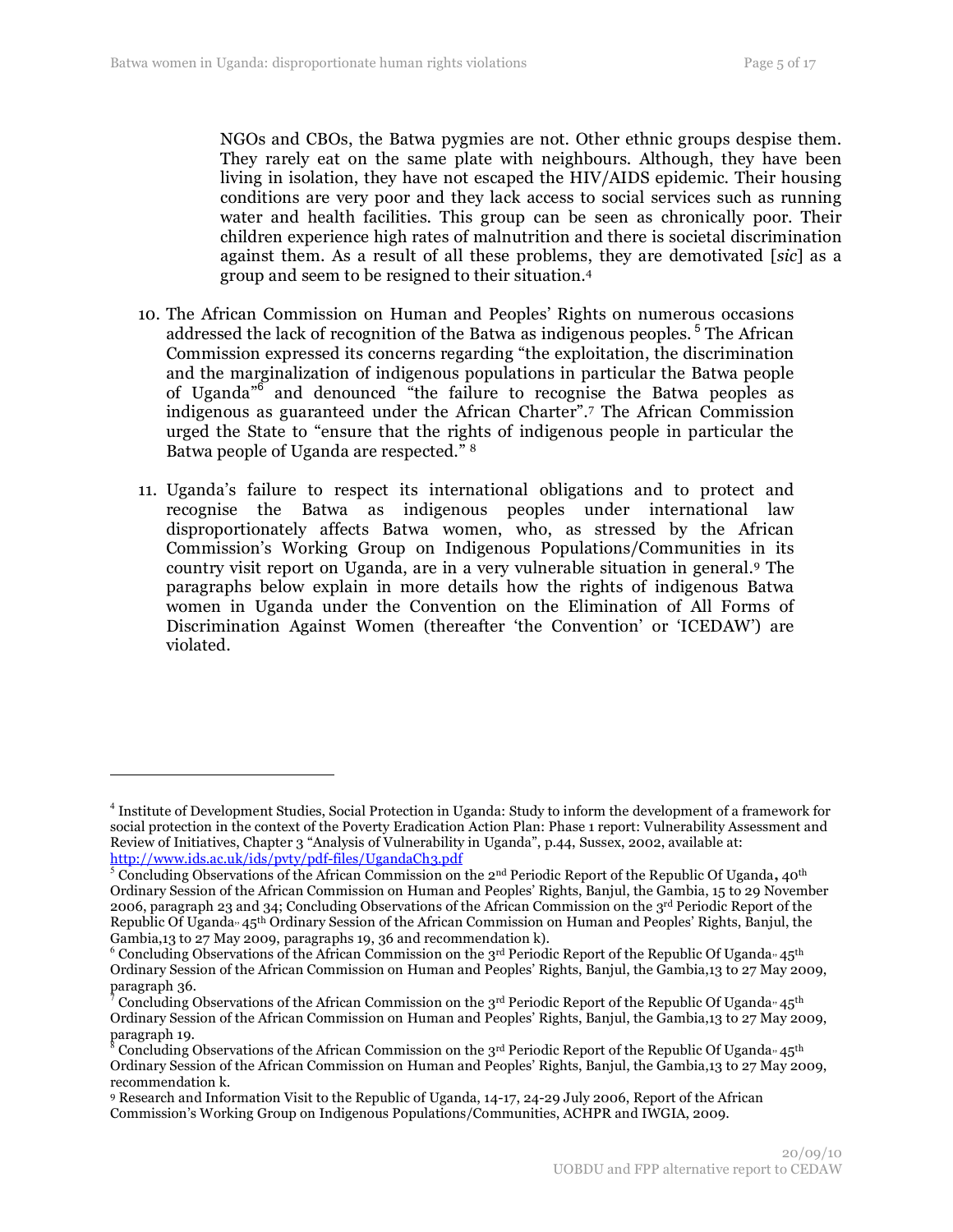> NGOs and CBOs, the Batwa pygmies are not. Other ethnic groups despise them. They rarely eat on the same plate with neighbours. Although, they have been living in isolation, they have not escaped the HIV/AIDS epidemic. Their housing conditions are very poor and they lack access to social services such as running water and health facilities. This group can be seen as chronically poor. Their children experience high rates of malnutrition and there is societal discrimination against them. As a result of all these problems, they are demotivated [*sic*] as a group and seem to be resigned to their situation.[4]

10. The African Commission on Human and Peoples' Rights on numerous occasions addressed the lack of recognition of the Batwa as indigenous peoples.[5] The African Commission expressed its concerns regarding "the exploitation, the discrimination and the marginalization of indigenous populations in particular the Batwa people of Uganda"[6] and denounced "the failure to recognise the Batwa peoples as indigenous as guaranteed under the African Charter".[7] The African Commission urged the State to "ensure that the rights of indigenous people in particular the Batwa people of Uganda are respected."[8]

11. Uganda's failure to respect its international obligations and to protect and recognise the Batwa as indigenous peoples under international law disproportionately affects Batwa women, who, as stressed by the African Commission's Working Group on Indigenous Populations/Communities in its country visit report on Uganda, are in a very vulnerable situation in general.[9] The paragraphs below explain in more details how the rights of indigenous Batwa women in Uganda under the Convention on the Elimination of All Forms of Discrimination Against Women (thereafter 'the Convention' or 'ICEDAW') are violated.

---

[4] Institute of Development Studies, Social Protection in Uganda: Study to inform the development of a framework for social protection in the context of the Poverty Eradication Action Plan: Phase 1 report: Vulnerability Assessment and Review of Initiatives, Chapter 3 "Analysis of Vulnerability in Uganda", p.44, Sussex, 2002, available at: http://www.ids.ac.uk/ids/pvty/pdf-files/UgandaCh3.pdf

[5] Concluding Observations of the African Commission on the 2nd Periodic Report of the Republic Of Uganda, 40th Ordinary Session of the African Commission on Human and Peoples' Rights, Banjul, the Gambia, 15 to 29 November 2006, paragraph 23 and 34; Concluding Observations of the African Commission on the 3rd Periodic Report of the Republic Of Uganda,, 45th Ordinary Session of the African Commission on Human and Peoples' Rights, Banjul, the Gambia,13 to 27 May 2009, paragraphs 19, 36 and recommendation k).

[6] Concluding Observations of the African Commission on the 3rd Periodic Report of the Republic Of Uganda,, 45th Ordinary Session of the African Commission on Human and Peoples' Rights, Banjul, the Gambia,13 to 27 May 2009, paragraph 36.

[7] Concluding Observations of the African Commission on the 3rd Periodic Report of the Republic Of Uganda,, 45th Ordinary Session of the African Commission on Human and Peoples' Rights, Banjul, the Gambia,13 to 27 May 2009, paragraph 19.

[8] Concluding Observations of the African Commission on the 3rd Periodic Report of the Republic Of Uganda,, 45th Ordinary Session of the African Commission on Human and Peoples' Rights, Banjul, the Gambia,13 to 27 May 2009, recommendation k.

[9] Research and Information Visit to the Republic of Uganda, 14-17, 24-29 July 2006, Report of the African Commission's Working Group on Indigenous Populations/Communities, ACHPR and IWGIA, 2009.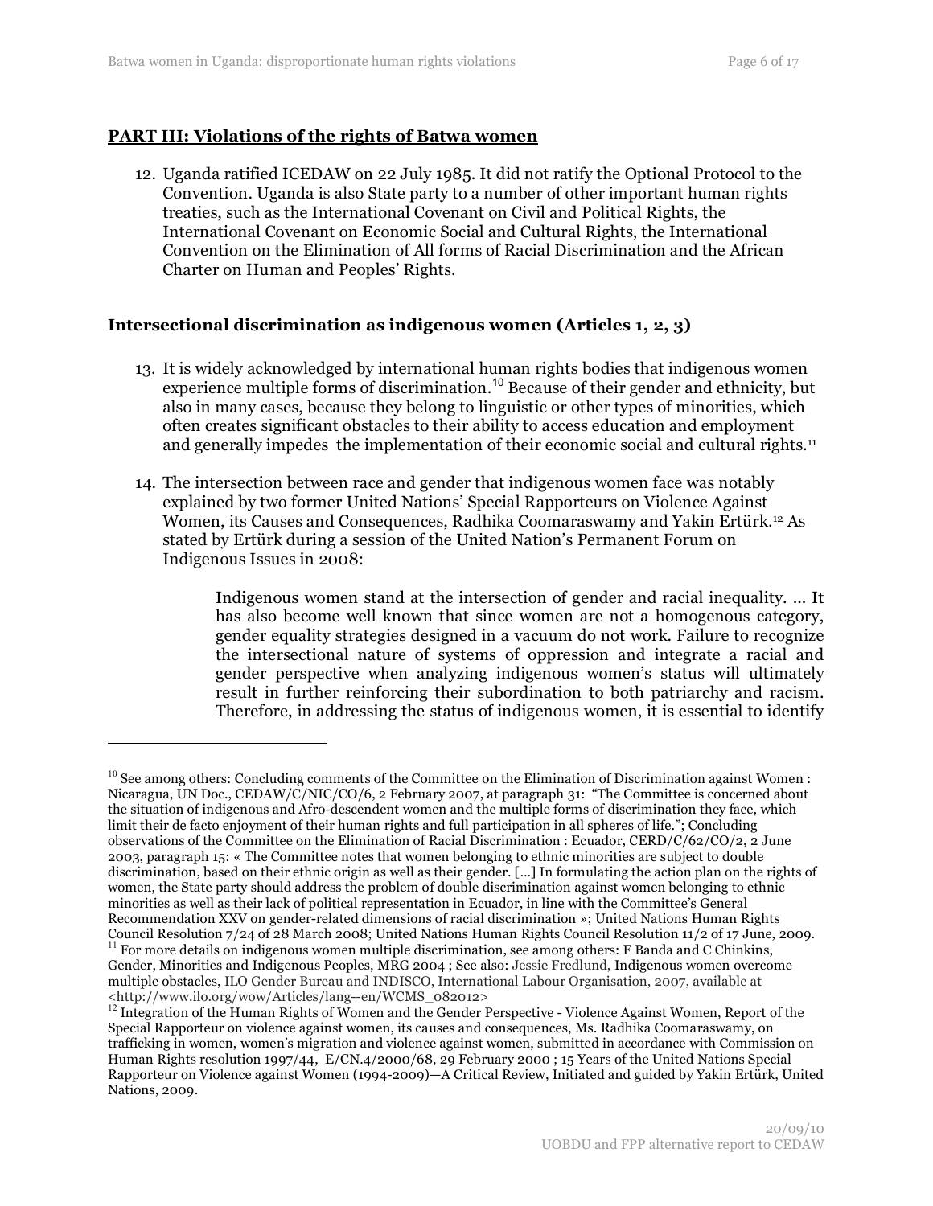## PART III: Violations of the rights of Batwa women

12. Uganda ratified ICEDAW on 22 July 1985. It did not ratify the Optional Protocol to the Convention. Uganda is also State party to a number of other important human rights treaties, such as the International Covenant on Civil and Political Rights, the International Covenant on Economic Social and Cultural Rights, the International Convention on the Elimination of All forms of Racial Discrimination and the African Charter on Human and Peoples' Rights.

### Intersectional discrimination as indigenous women (Articles 1, 2, 3)

13. It is widely acknowledged by international human rights bodies that indigenous women experience multiple forms of discrimination.[10] Because of their gender and ethnicity, but also in many cases, because they belong to linguistic or other types of minorities, which often creates significant obstacles to their ability to access education and employment and generally impedes the implementation of their economic social and cultural rights.[11]

14. The intersection between race and gender that indigenous women face was notably explained by two former United Nations' Special Rapporteurs on Violence Against Women, its Causes and Consequences, Radhika Coomaraswamy and Yakin Ertürk.[12] As stated by Ertürk during a session of the United Nation's Permanent Forum on Indigenous Issues in 2008:

> Indigenous women stand at the intersection of gender and racial inequality. ... It has also become well known that since women are not a homogenous category, gender equality strategies designed in a vacuum do not work. Failure to recognize the intersectional nature of systems of oppression and integrate a racial and gender perspective when analyzing indigenous women's status will ultimately result in further reinforcing their subordination to both patriarchy and racism. Therefore, in addressing the status of indigenous women, it is essential to identify

---

[10] See among others: Concluding comments of the Committee on the Elimination of Discrimination against Women : Nicaragua, UN Doc., CEDAW/C/NIC/CO/6, 2 February 2007, at paragraph 31: "The Committee is concerned about the situation of indigenous and Afro-descendent women and the multiple forms of discrimination they face, which limit their de facto enjoyment of their human rights and full participation in all spheres of life."; Concluding observations of the Committee on the Elimination of Racial Discrimination : Ecuador, CERD/C/62/CO/2, 2 June 2003, paragraph 15: « The Committee notes that women belonging to ethnic minorities are subject to double discrimination, based on their ethnic origin as well as their gender. [...] In formulating the action plan on the rights of women, the State party should address the problem of double discrimination against women belonging to ethnic minorities as well as their lack of political representation in Ecuador, in line with the Committee's General Recommendation XXV on gender-related dimensions of racial discrimination »; United Nations Human Rights Council Resolution 7/24 of 28 March 2008; United Nations Human Rights Council Resolution 11/2 of 17 June, 2009.

[11] For more details on indigenous women multiple discrimination, see among others: F Banda and C Chinkins, Gender, Minorities and Indigenous Peoples, MRG 2004 ; See also: Jessie Fredlund, Indigenous women overcome multiple obstacles, ILO Gender Bureau and INDISCO, International Labour Organisation, 2007, available at <http://www.ilo.org/wow/Articles/lang--en/WCMS_082012>

[12] Integration of the Human Rights of Women and the Gender Perspective - Violence Against Women, Report of the Special Rapporteur on violence against women, its causes and consequences, Ms. Radhika Coomaraswamy, on trafficking in women, women's migration and violence against women, submitted in accordance with Commission on Human Rights resolution 1997/44, E/CN.4/2000/68, 29 February 2000 ; 15 Years of the United Nations Special Rapporteur on Violence against Women (1994-2009)—A Critical Review, Initiated and guided by Yakin Ertürk, United Nations, 2009.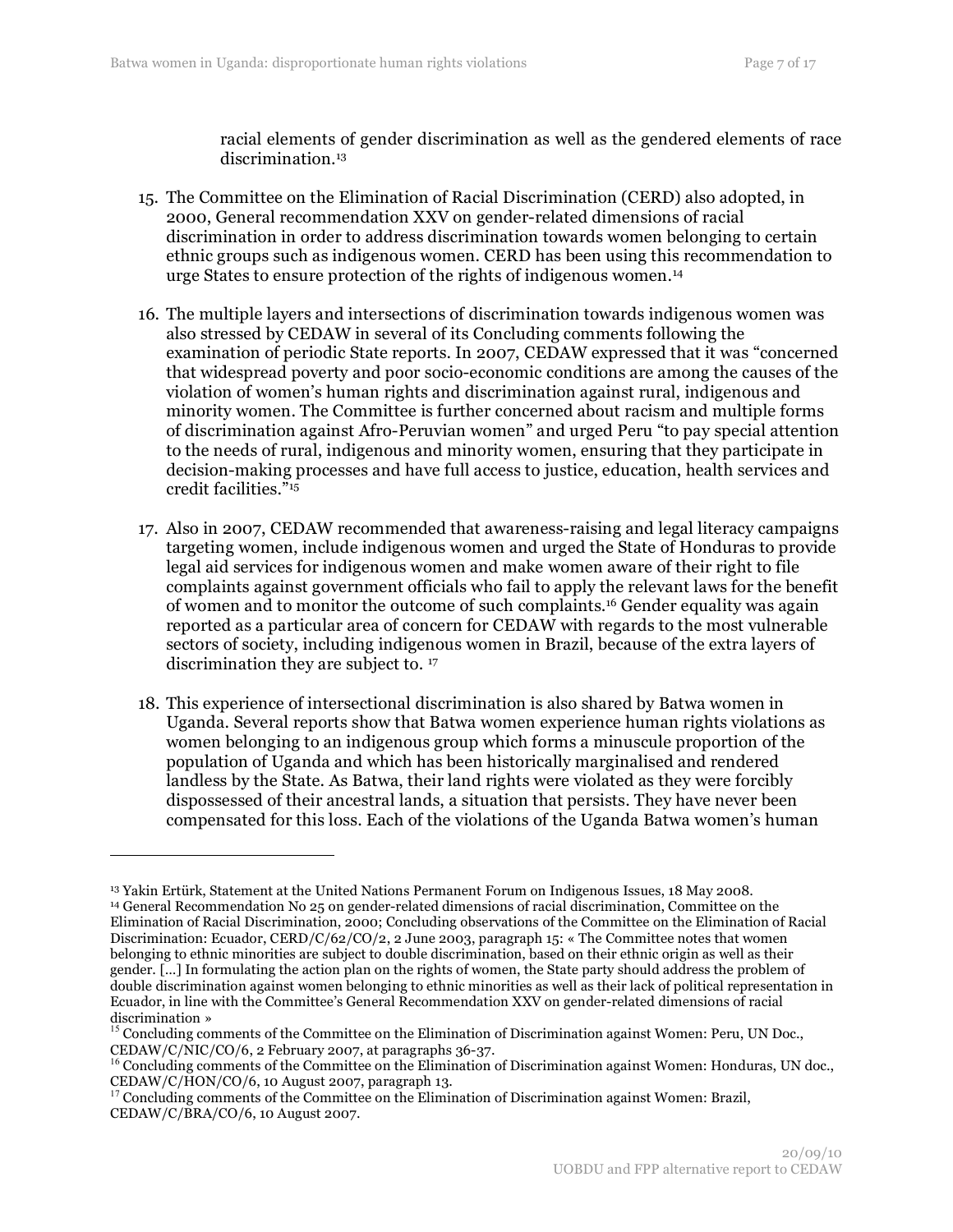racial elements of gender discrimination as well as the gendered elements of race discrimination.[13]

15. The Committee on the Elimination of Racial Discrimination (CERD) also adopted, in 2000, General recommendation XXV on gender-related dimensions of racial discrimination in order to address discrimination towards women belonging to certain ethnic groups such as indigenous women. CERD has been using this recommendation to urge States to ensure protection of the rights of indigenous women.[14]

16. The multiple layers and intersections of discrimination towards indigenous women was also stressed by CEDAW in several of its Concluding comments following the examination of periodic State reports. In 2007, CEDAW expressed that it was "concerned that widespread poverty and poor socio-economic conditions are among the causes of the violation of women's human rights and discrimination against rural, indigenous and minority women. The Committee is further concerned about racism and multiple forms of discrimination against Afro-Peruvian women" and urged Peru "to pay special attention to the needs of rural, indigenous and minority women, ensuring that they participate in decision-making processes and have full access to justice, education, health services and credit facilities."[15]

17. Also in 2007, CEDAW recommended that awareness-raising and legal literacy campaigns targeting women, include indigenous women and urged the State of Honduras to provide legal aid services for indigenous women and make women aware of their right to file complaints against government officials who fail to apply the relevant laws for the benefit of women and to monitor the outcome of such complaints.[16] Gender equality was again reported as a particular area of concern for CEDAW with regards to the most vulnerable sectors of society, including indigenous women in Brazil, because of the extra layers of discrimination they are subject to. [17]

18. This experience of intersectional discrimination is also shared by Batwa women in Uganda. Several reports show that Batwa women experience human rights violations as women belonging to an indigenous group which forms a minuscule proportion of the population of Uganda and which has been historically marginalised and rendered landless by the State. As Batwa, their land rights were violated as they were forcibly dispossessed of their ancestral lands, a situation that persists. They have never been compensated for this loss. Each of the violations of the Uganda Batwa women's human

---

[13] Yakin Ertürk, Statement at the United Nations Permanent Forum on Indigenous Issues, 18 May 2008.

[14] General Recommendation No 25 on gender-related dimensions of racial discrimination, Committee on the Elimination of Racial Discrimination, 2000; Concluding observations of the Committee on the Elimination of Racial Discrimination: Ecuador, CERD/C/62/CO/2, 2 June 2003, paragraph 15: « The Committee notes that women belonging to ethnic minorities are subject to double discrimination, based on their ethnic origin as well as their gender. […] In formulating the action plan on the rights of women, the State party should address the problem of double discrimination against women belonging to ethnic minorities as well as their lack of political representation in Ecuador, in line with the Committee's General Recommendation XXV on gender-related dimensions of racial discrimination »

[15] Concluding comments of the Committee on the Elimination of Discrimination against Women: Peru, UN Doc., CEDAW/C/NIC/CO/6, 2 February 2007, at paragraphs 36-37.

[16] Concluding comments of the Committee on the Elimination of Discrimination against Women: Honduras, UN doc., CEDAW/C/HON/CO/6, 10 August 2007, paragraph 13.

[17] Concluding comments of the Committee on the Elimination of Discrimination against Women: Brazil, CEDAW/C/BRA/CO/6, 10 August 2007.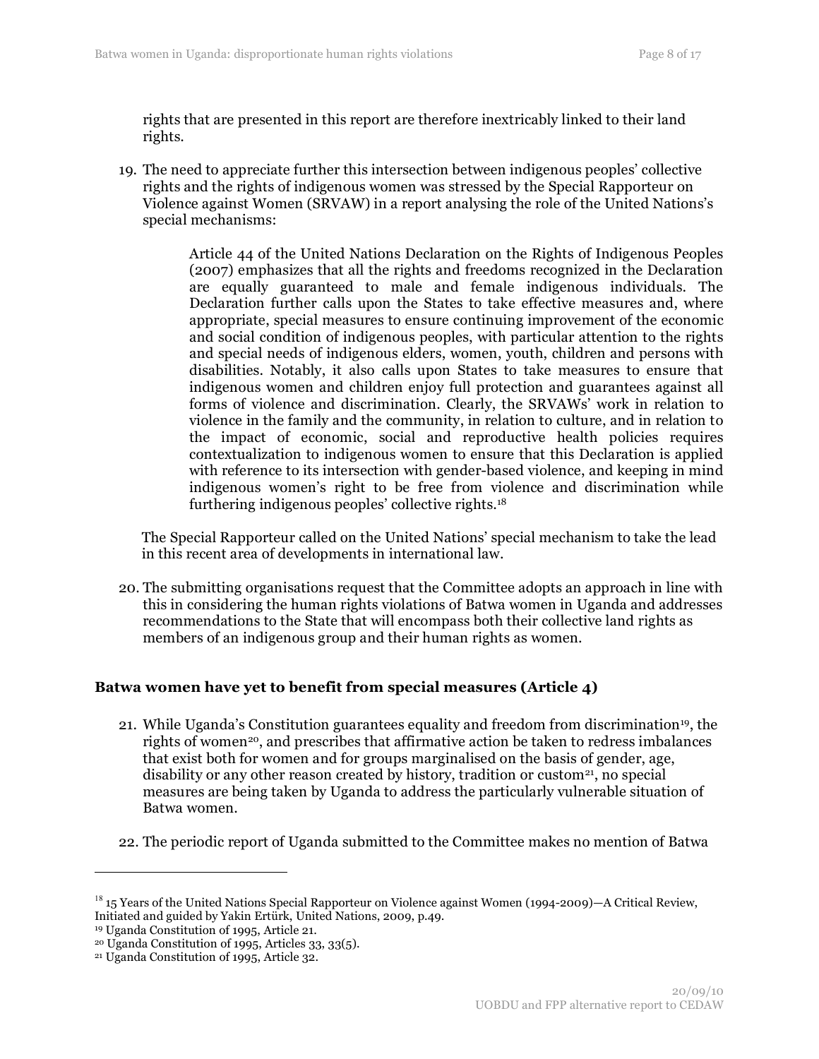rights that are presented in this report are therefore inextricably linked to their land rights.

19. The need to appreciate further this intersection between indigenous peoples' collective rights and the rights of indigenous women was stressed by the Special Rapporteur on Violence against Women (SRVAW) in a report analysing the role of the United Nations's special mechanisms:

> Article 44 of the United Nations Declaration on the Rights of Indigenous Peoples (2007) emphasizes that all the rights and freedoms recognized in the Declaration are equally guaranteed to male and female indigenous individuals. The Declaration further calls upon the States to take effective measures and, where appropriate, special measures to ensure continuing improvement of the economic and social condition of indigenous peoples, with particular attention to the rights and special needs of indigenous elders, women, youth, children and persons with disabilities. Notably, it also calls upon States to take measures to ensure that indigenous women and children enjoy full protection and guarantees against all forms of violence and discrimination. Clearly, the SRVAWs' work in relation to violence in the family and the community, in relation to culture, and in relation to the impact of economic, social and reproductive health policies requires contextualization to indigenous women to ensure that this Declaration is applied with reference to its intersection with gender-based violence, and keeping in mind indigenous women's right to be free from violence and discrimination while furthering indigenous peoples' collective rights.[18]

The Special Rapporteur called on the United Nations' special mechanism to take the lead in this recent area of developments in international law.

20. The submitting organisations request that the Committee adopts an approach in line with this in considering the human rights violations of Batwa women in Uganda and addresses recommendations to the State that will encompass both their collective land rights as members of an indigenous group and their human rights as women.

### Batwa women have yet to benefit from special measures (Article 4)

21. While Uganda's Constitution guarantees equality and freedom from discrimination[19], the rights of women[20], and prescribes that affirmative action be taken to redress imbalances that exist both for women and for groups marginalised on the basis of gender, age, disability or any other reason created by history, tradition or custom[21], no special measures are being taken by Uganda to address the particularly vulnerable situation of Batwa women.

22. The periodic report of Uganda submitted to the Committee makes no mention of Batwa

---

[18] 15 Years of the United Nations Special Rapporteur on Violence against Women (1994-2009)—A Critical Review, Initiated and guided by Yakin Ertürk, United Nations, 2009, p.49.

[19] Uganda Constitution of 1995, Article 21.

[20] Uganda Constitution of 1995, Articles 33, 33(5).

[21] Uganda Constitution of 1995, Article 32.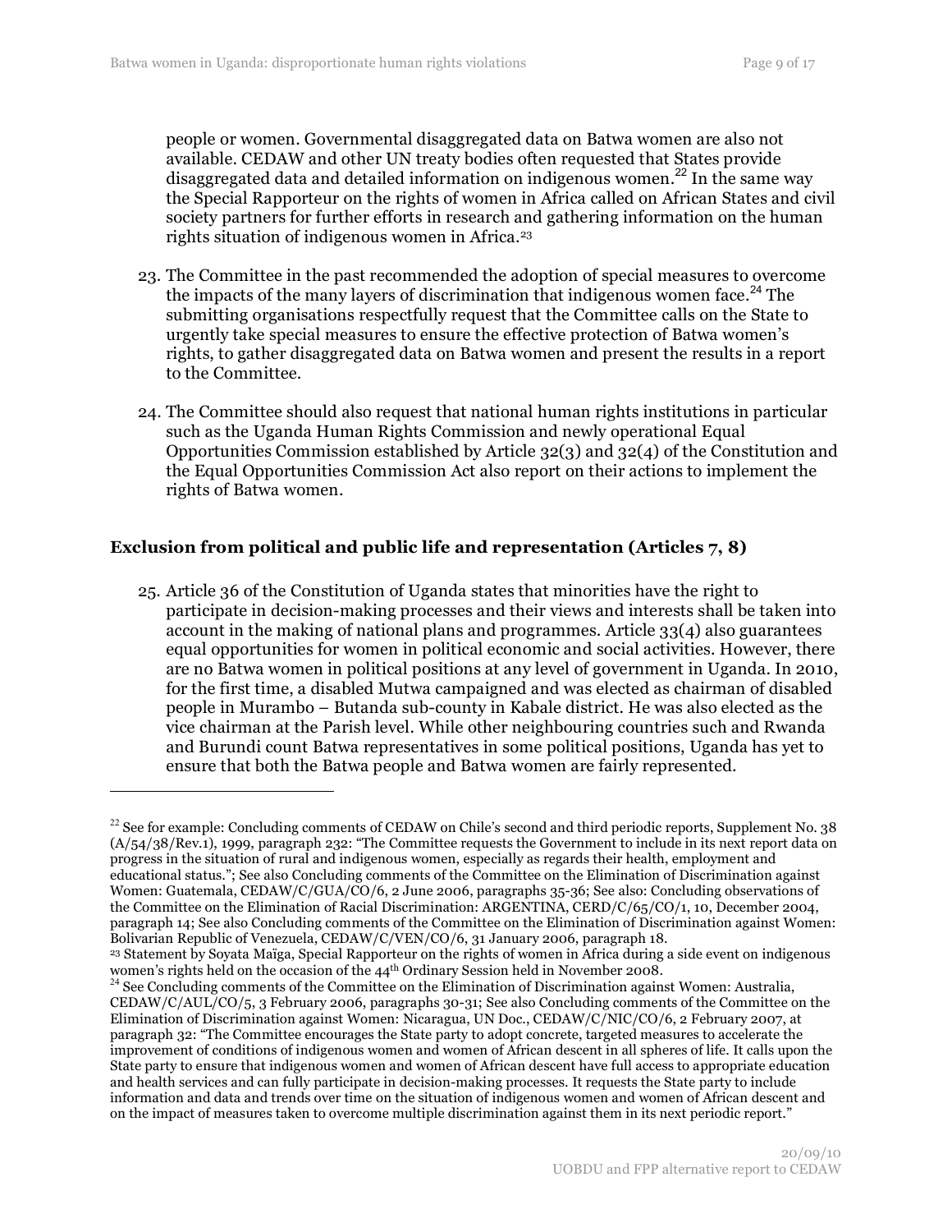people or women. Governmental disaggregated data on Batwa women are also not available. CEDAW and other UN treaty bodies often requested that States provide disaggregated data and detailed information on indigenous women.[22] In the same way the Special Rapporteur on the rights of women in Africa called on African States and civil society partners for further efforts in research and gathering information on the human rights situation of indigenous women in Africa.[23]

23. The Committee in the past recommended the adoption of special measures to overcome the impacts of the many layers of discrimination that indigenous women face.[24] The submitting organisations respectfully request that the Committee calls on the State to urgently take special measures to ensure the effective protection of Batwa women's rights, to gather disaggregated data on Batwa women and present the results in a report to the Committee.

24. The Committee should also request that national human rights institutions in particular such as the Uganda Human Rights Commission and newly operational Equal Opportunities Commission established by Article 32(3) and 32(4) of the Constitution and the Equal Opportunities Commission Act also report on their actions to implement the rights of Batwa women.

### Exclusion from political and public life and representation (Articles 7, 8)

25. Article 36 of the Constitution of Uganda states that minorities have the right to participate in decision-making processes and their views and interests shall be taken into account in the making of national plans and programmes. Article 33(4) also guarantees equal opportunities for women in political economic and social activities. However, there are no Batwa women in political positions at any level of government in Uganda. In 2010, for the first time, a disabled Mutwa campaigned and was elected as chairman of disabled people in Murambo – Butanda sub-county in Kabale district. He was also elected as the vice chairman at the Parish level. While other neighbouring countries such and Rwanda and Burundi count Batwa representatives in some political positions, Uganda has yet to ensure that both the Batwa people and Batwa women are fairly represented.

---

[22] See for example: Concluding comments of CEDAW on Chile's second and third periodic reports, Supplement No. 38 (A/54/38/Rev.1), 1999, paragraph 232: "The Committee requests the Government to include in its next report data on progress in the situation of rural and indigenous women, especially as regards their health, employment and educational status."; See also Concluding comments of the Committee on the Elimination of Discrimination against Women: Guatemala, CEDAW/C/GUA/CO/6, 2 June 2006, paragraphs 35-36; See also: Concluding observations of the Committee on the Elimination of Racial Discrimination: ARGENTINA, CERD/C/65/CO/1, 10, December 2004, paragraph 14; See also Concluding comments of the Committee on the Elimination of Discrimination against Women: Bolivarian Republic of Venezuela, CEDAW/C/VEN/CO/6, 31 January 2006, paragraph 18.

[23] Statement by Soyata Maïga, Special Rapporteur on the rights of women in Africa during a side event on indigenous women's rights held on the occasion of the 44th Ordinary Session held in November 2008.

[24] See Concluding comments of the Committee on the Elimination of Discrimination against Women: Australia, CEDAW/C/AUL/CO/5, 3 February 2006, paragraphs 30-31; See also Concluding comments of the Committee on the Elimination of Discrimination against Women: Nicaragua, UN Doc., CEDAW/C/NIC/CO/6, 2 February 2007, at paragraph 32: "The Committee encourages the State party to adopt concrete, targeted measures to accelerate the improvement of conditions of indigenous women and women of African descent in all spheres of life. It calls upon the State party to ensure that indigenous women and women of African descent have full access to appropriate education and health services and can fully participate in decision-making processes. It requests the State party to include information and data and trends over time on the situation of indigenous women and women of African descent and on the impact of measures taken to overcome multiple discrimination against them in its next periodic report."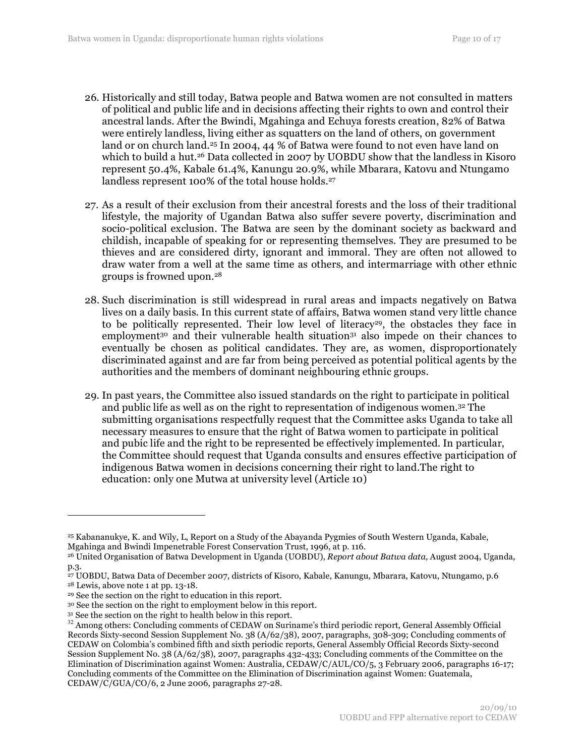26. Historically and still today, Batwa people and Batwa women are not consulted in matters of political and public life and in decisions affecting their rights to own and control their ancestral lands. After the Bwindi, Mgahinga and Echuya forests creation, 82% of Batwa were entirely landless, living either as squatters on the land of others, on government land or on church land.[25] In 2004, 44 % of Batwa were found to not even have land on which to build a hut.[26] Data collected in 2007 by UOBDU show that the landless in Kisoro represent 50.4%, Kabale 61.4%, Kanungu 20.9%, while Mbarara, Katovu and Ntungamo landless represent 100% of the total house holds.[27]

27. As a result of their exclusion from their ancestral forests and the loss of their traditional lifestyle, the majority of Ugandan Batwa also suffer severe poverty, discrimination and socio-political exclusion. The Batwa are seen by the dominant society as backward and childish, incapable of speaking for or representing themselves. They are presumed to be thieves and are considered dirty, ignorant and immoral. They are often not allowed to draw water from a well at the same time as others, and intermarriage with other ethnic groups is frowned upon.[28]

28. Such discrimination is still widespread in rural areas and impacts negatively on Batwa lives on a daily basis. In this current state of affairs, Batwa women stand very little chance to be politically represented. Their low level of literacy[29], the obstacles they face in employment[30] and their vulnerable health situation[31] also impede on their chances to eventually be chosen as political candidates. They are, as women, disproportionately discriminated against and are far from being perceived as potential political agents by the authorities and the members of dominant neighbouring ethnic groups.

29. In past years, the Committee also issued standards on the right to participate in political and public life as well as on the right to representation of indigenous women.[32] The submitting organisations respectfully request that the Committee asks Uganda to take all necessary measures to ensure that the right of Batwa women to participate in political and pubic life and the right to be represented be effectively implemented. In particular, the Committee should request that Uganda consults and ensures effective participation of indigenous Batwa women in decisions concerning their right to land.The right to education: only one Mutwa at university level (Article 10)

---

[25] Kabananukye, K. and Wily, L, Report on a Study of the Abayanda Pygmies of South Western Uganda, Kabale, Mgahinga and Bwindi Impenetrable Forest Conservation Trust, 1996, at p. 116.

[26] United Organisation of Batwa Development in Uganda (UOBDU), *Report about Batwa data*, August 2004, Uganda, p.3.

[27] UOBDU, Batwa Data of December 2007, districts of Kisoro, Kabale, Kanungu, Mbarara, Katovu, Ntungamo, p.6

[28] Lewis, above note 1 at pp. 13-18.

[29] See the section on the right to education in this report.

[30] See the section on the right to employment below in this report.

[31] See the section on the right to health below in this report.

[32] Among others: Concluding comments of CEDAW on Suriname's third periodic report, General Assembly Official Records Sixty-second Session Supplement No. 38 (A/62/38), 2007, paragraphs, 308-309; Concluding comments of CEDAW on Colombia's combined fifth and sixth periodic reports, General Assembly Official Records Sixty-second Session Supplement No. 38 (A/62/38), 2007, paragraphs 432-433; Concluding comments of the Committee on the Elimination of Discrimination against Women: Australia, CEDAW/C/AUL/CO/5, 3 February 2006, paragraphs 16-17; Concluding comments of the Committee on the Elimination of Discrimination against Women: Guatemala, CEDAW/C/GUA/CO/6, 2 June 2006, paragraphs 27-28.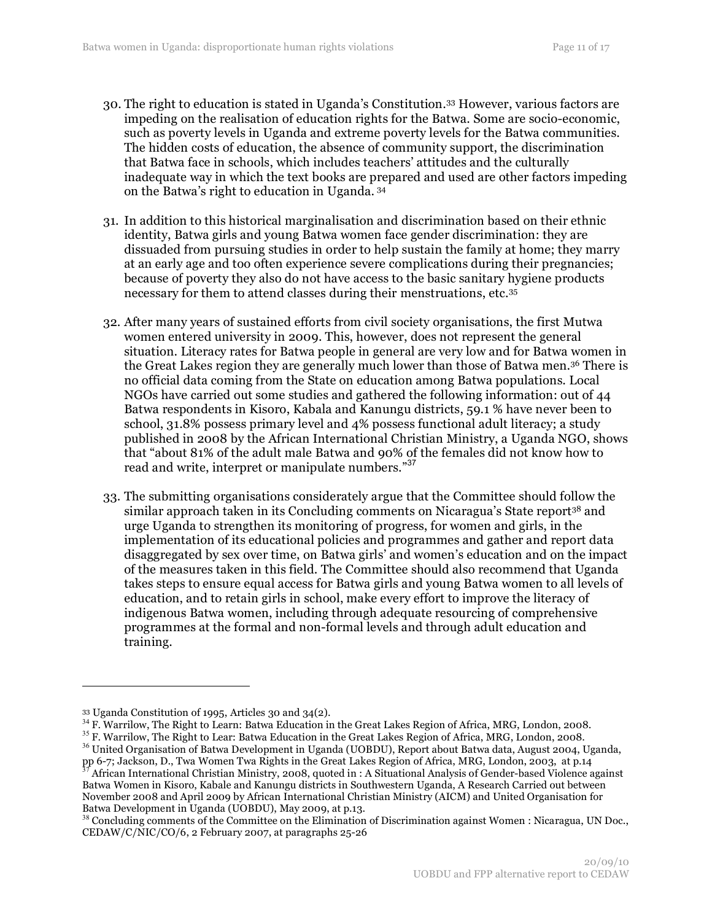30. The right to education is stated in Uganda's Constitution.[33] However, various factors are impeding on the realisation of education rights for the Batwa. Some are socio-economic, such as poverty levels in Uganda and extreme poverty levels for the Batwa communities. The hidden costs of education, the absence of community support, the discrimination that Batwa face in schools, which includes teachers' attitudes and the culturally inadequate way in which the text books are prepared and used are other factors impeding on the Batwa's right to education in Uganda. [34]

31. In addition to this historical marginalisation and discrimination based on their ethnic identity, Batwa girls and young Batwa women face gender discrimination: they are dissuaded from pursuing studies in order to help sustain the family at home; they marry at an early age and too often experience severe complications during their pregnancies; because of poverty they also do not have access to the basic sanitary hygiene products necessary for them to attend classes during their menstruations, etc.[35]

32. After many years of sustained efforts from civil society organisations, the first Mutwa women entered university in 2009. This, however, does not represent the general situation. Literacy rates for Batwa people in general are very low and for Batwa women in the Great Lakes region they are generally much lower than those of Batwa men.[36] There is no official data coming from the State on education among Batwa populations. Local NGOs have carried out some studies and gathered the following information: out of 44 Batwa respondents in Kisoro, Kabala and Kanungu districts, 59.1 % have never been to school, 31.8% possess primary level and 4% possess functional adult literacy; a study published in 2008 by the African International Christian Ministry, a Uganda NGO, shows that "about 81% of the adult male Batwa and 90% of the females did not know how to read and write, interpret or manipulate numbers."[37]

33. The submitting organisations considerately argue that the Committee should follow the similar approach taken in its Concluding comments on Nicaragua's State report[38] and urge Uganda to strengthen its monitoring of progress, for women and girls, in the implementation of its educational policies and programmes and gather and report data disaggregated by sex over time, on Batwa girls' and women's education and on the impact of the measures taken in this field. The Committee should also recommend that Uganda takes steps to ensure equal access for Batwa girls and young Batwa women to all levels of education, and to retain girls in school, make every effort to improve the literacy of indigenous Batwa women, including through adequate resourcing of comprehensive programmes at the formal and non-formal levels and through adult education and training.

---

[33] Uganda Constitution of 1995, Articles 30 and 34(2).

[34] F. Warrilow, The Right to Learn: Batwa Education in the Great Lakes Region of Africa, MRG, London, 2008.

[35] F. Warrilow, The Right to Lear: Batwa Education in the Great Lakes Region of Africa, MRG, London, 2008.

[36] United Organisation of Batwa Development in Uganda (UOBDU), Report about Batwa data, August 2004, Uganda, pp 6-7; Jackson, D., Twa Women Twa Rights in the Great Lakes Region of Africa, MRG, London, 2003, at p.14

[37] African International Christian Ministry, 2008, quoted in : A Situational Analysis of Gender-based Violence against Batwa Women in Kisoro, Kabale and Kanungu districts in Southwestern Uganda, A Research Carried out between November 2008 and April 2009 by African International Christian Ministry (AICM) and United Organisation for Batwa Development in Uganda (UOBDU), May 2009, at p.13.

[38] Concluding comments of the Committee on the Elimination of Discrimination against Women : Nicaragua, UN Doc., CEDAW/C/NIC/CO/6, 2 February 2007, at paragraphs 25-26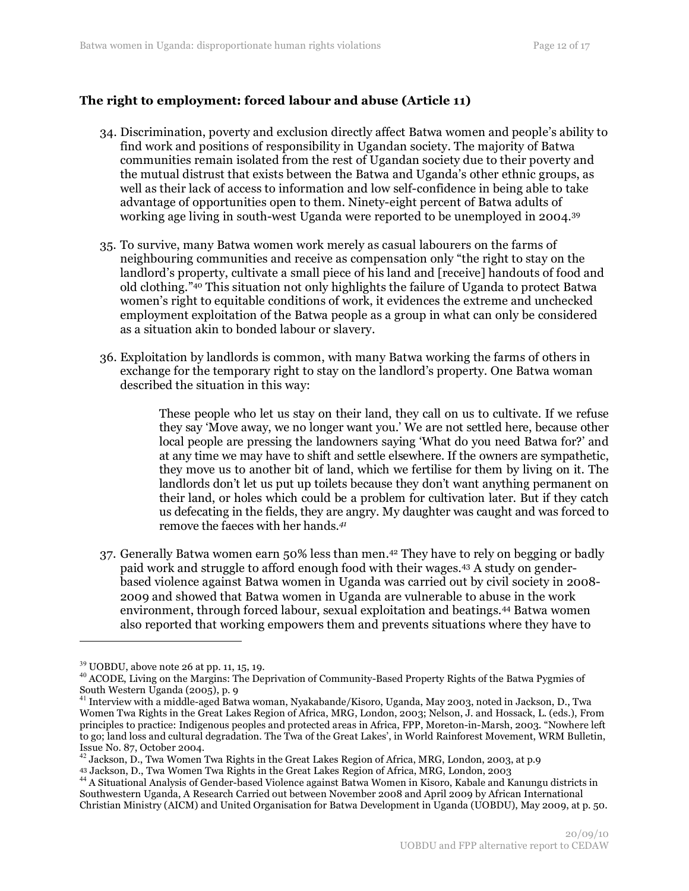### The right to employment: forced labour and abuse (Article 11)

34. Discrimination, poverty and exclusion directly affect Batwa women and people's ability to find work and positions of responsibility in Ugandan society. The majority of Batwa communities remain isolated from the rest of Ugandan society due to their poverty and the mutual distrust that exists between the Batwa and Uganda's other ethnic groups, as well as their lack of access to information and low self-confidence in being able to take advantage of opportunities open to them. Ninety-eight percent of Batwa adults of working age living in south-west Uganda were reported to be unemployed in 2004.[39]

35. To survive, many Batwa women work merely as casual labourers on the farms of neighbouring communities and receive as compensation only "the right to stay on the landlord's property, cultivate a small piece of his land and [receive] handouts of food and old clothing."[40] This situation not only highlights the failure of Uganda to protect Batwa women's right to equitable conditions of work, it evidences the extreme and unchecked employment exploitation of the Batwa people as a group in what can only be considered as a situation akin to bonded labour or slavery.

36. Exploitation by landlords is common, with many Batwa working the farms of others in exchange for the temporary right to stay on the landlord's property. One Batwa woman described the situation in this way:

> These people who let us stay on their land, they call on us to cultivate. If we refuse they say 'Move away, we no longer want you.' We are not settled here, because other local people are pressing the landowners saying 'What do you need Batwa for?' and at any time we may have to shift and settle elsewhere. If the owners are sympathetic, they move us to another bit of land, which we fertilise for them by living on it. The landlords don't let us put up toilets because they don't want anything permanent on their land, or holes which could be a problem for cultivation later. But if they catch us defecating in the fields, they are angry. My daughter was caught and was forced to remove the faeces with her hands.[41]

37. Generally Batwa women earn 50% less than men.[42] They have to rely on begging or badly paid work and struggle to afford enough food with their wages.[43] A study on gender-based violence against Batwa women in Uganda was carried out by civil society in 2008-2009 and showed that Batwa women in Uganda are vulnerable to abuse in the work environment, through forced labour, sexual exploitation and beatings.[44] Batwa women also reported that working empowers them and prevents situations where they have to

---

[39] UOBDU, above note 26 at pp. 11, 15, 19.

[40] ACODE, Living on the Margins: The Deprivation of Community-Based Property Rights of the Batwa Pygmies of South Western Uganda (2005), p. 9

[41] Interview with a middle-aged Batwa woman, Nyakabande/Kisoro, Uganda, May 2003, noted in Jackson, D., Twa Women Twa Rights in the Great Lakes Region of Africa, MRG, London, 2003; Nelson, J. and Hossack, L. (eds.), From principles to practice: Indigenous peoples and protected areas in Africa, FPP, Moreton-in-Marsh, 2003. "Nowhere left to go; land loss and cultural degradation. The Twa of the Great Lakes', in World Rainforest Movement, WRM Bulletin, Issue No. 87, October 2004.

[42] Jackson, D., Twa Women Twa Rights in the Great Lakes Region of Africa, MRG, London, 2003, at p.9

[43] Jackson, D., Twa Women Twa Rights in the Great Lakes Region of Africa, MRG, London, 2003

[44] A Situational Analysis of Gender-based Violence against Batwa Women in Kisoro, Kabale and Kanungu districts in Southwestern Uganda, A Research Carried out between November 2008 and April 2009 by African International Christian Ministry (AICM) and United Organisation for Batwa Development in Uganda (UOBDU), May 2009, at p. 50.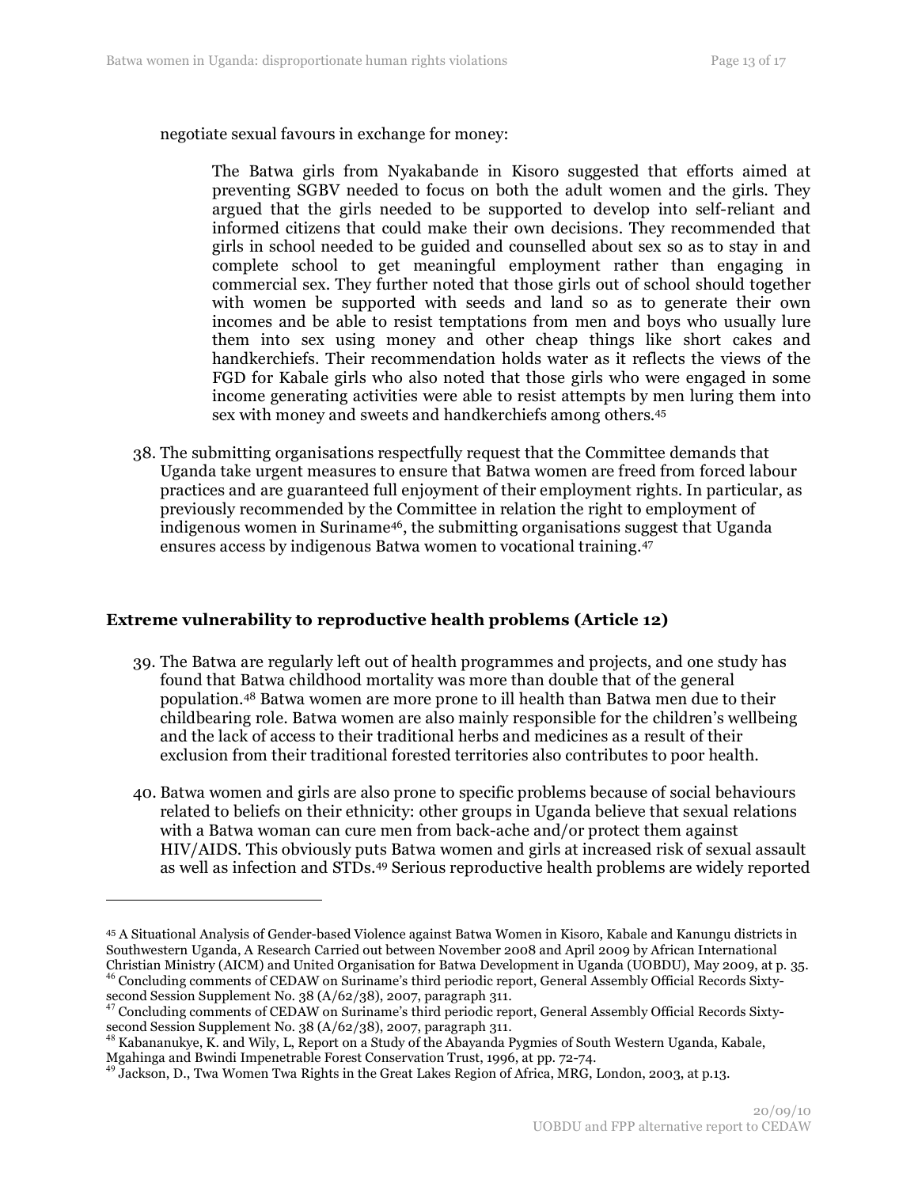negotiate sexual favours in exchange for money:

> The Batwa girls from Nyakabande in Kisoro suggested that efforts aimed at preventing SGBV needed to focus on both the adult women and the girls. They argued that the girls needed to be supported to develop into self-reliant and informed citizens that could make their own decisions. They recommended that girls in school needed to be guided and counselled about sex so as to stay in and complete school to get meaningful employment rather than engaging in commercial sex. They further noted that those girls out of school should together with women be supported with seeds and land so as to generate their own incomes and be able to resist temptations from men and boys who usually lure them into sex using money and other cheap things like short cakes and handkerchiefs. Their recommendation holds water as it reflects the views of the FGD for Kabale girls who also noted that those girls who were engaged in some income generating activities were able to resist attempts by men luring them into sex with money and sweets and handkerchiefs among others.[45]

38. The submitting organisations respectfully request that the Committee demands that Uganda take urgent measures to ensure that Batwa women are freed from forced labour practices and are guaranteed full enjoyment of their employment rights. In particular, as previously recommended by the Committee in relation the right to employment of indigenous women in Suriname[46], the submitting organisations suggest that Uganda ensures access by indigenous Batwa women to vocational training.[47]

## Extreme vulnerability to reproductive health problems (Article 12)

39. The Batwa are regularly left out of health programmes and projects, and one study has found that Batwa childhood mortality was more than double that of the general population.[48] Batwa women are more prone to ill health than Batwa men due to their childbearing role. Batwa women are also mainly responsible for the children's wellbeing and the lack of access to their traditional herbs and medicines as a result of their exclusion from their traditional forested territories also contributes to poor health.

40. Batwa women and girls are also prone to specific problems because of social behaviours related to beliefs on their ethnicity: other groups in Uganda believe that sexual relations with a Batwa woman can cure men from back-ache and/or protect them against HIV/AIDS. This obviously puts Batwa women and girls at increased risk of sexual assault as well as infection and STDs.[49] Serious reproductive health problems are widely reported

---

[45] A Situational Analysis of Gender-based Violence against Batwa Women in Kisoro, Kabale and Kanungu districts in Southwestern Uganda, A Research Carried out between November 2008 and April 2009 by African International Christian Ministry (AICM) and United Organisation for Batwa Development in Uganda (UOBDU), May 2009, at p. 35.

[46] Concluding comments of CEDAW on Suriname's third periodic report, General Assembly Official Records Sixty-second Session Supplement No. 38 (A/62/38), 2007, paragraph 311.

[47] Concluding comments of CEDAW on Suriname's third periodic report, General Assembly Official Records Sixty-second Session Supplement No. 38 (A/62/38), 2007, paragraph 311.

[48] Kabananukye, K. and Wily, L, Report on a Study of the Abayanda Pygmies of South Western Uganda, Kabale, Mgahinga and Bwindi Impenetrable Forest Conservation Trust, 1996, at pp. 72-74.

[49] Jackson, D., Twa Women Twa Rights in the Great Lakes Region of Africa, MRG, London, 2003, at p.13.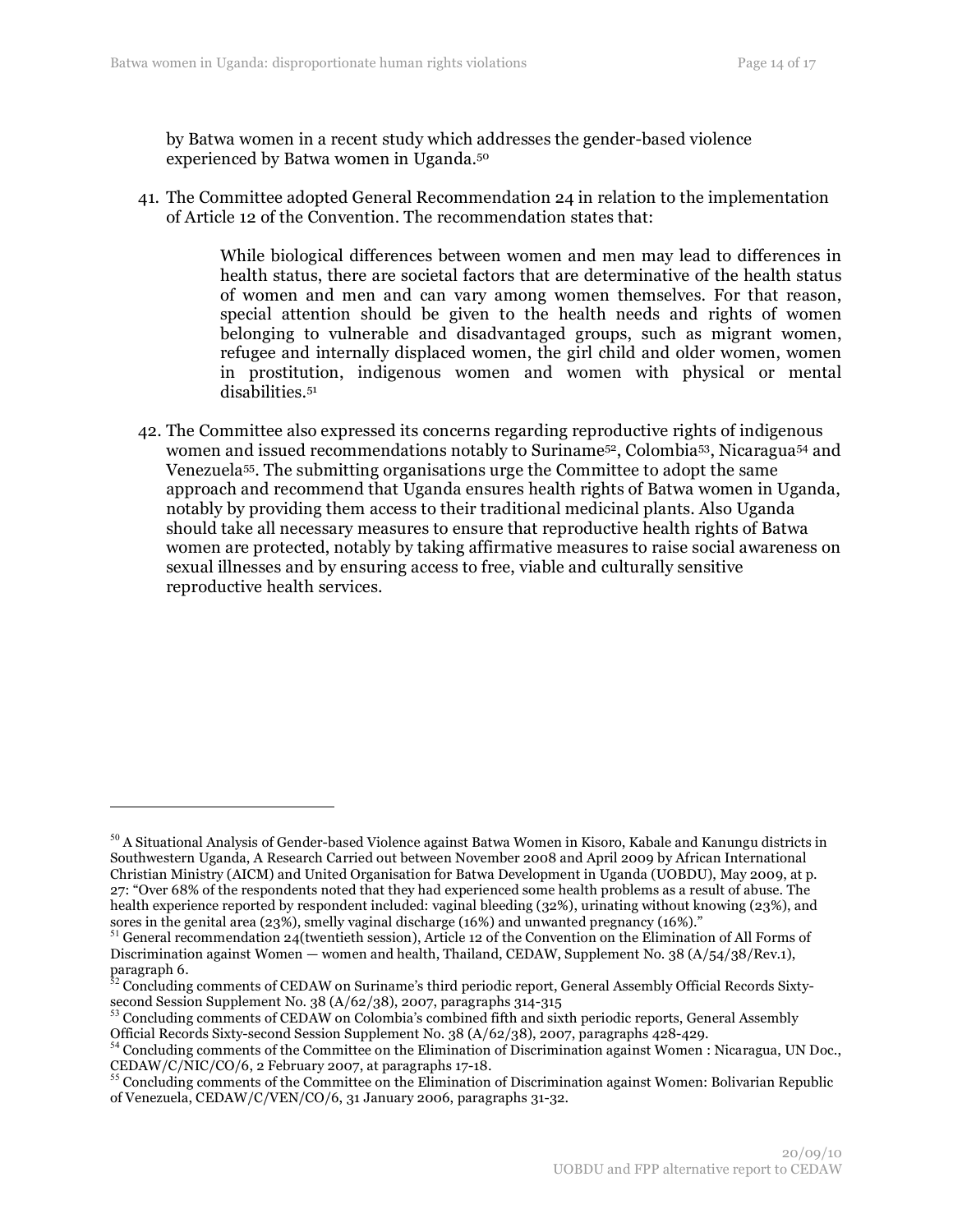by Batwa women in a recent study which addresses the gender-based violence experienced by Batwa women in Uganda.[50]

41. The Committee adopted General Recommendation 24 in relation to the implementation of Article 12 of the Convention. The recommendation states that:

> While biological differences between women and men may lead to differences in health status, there are societal factors that are determinative of the health status of women and men and can vary among women themselves. For that reason, special attention should be given to the health needs and rights of women belonging to vulnerable and disadvantaged groups, such as migrant women, refugee and internally displaced women, the girl child and older women, women in prostitution, indigenous women and women with physical or mental disabilities.[51]

42. The Committee also expressed its concerns regarding reproductive rights of indigenous women and issued recommendations notably to Suriname[52], Colombia[53], Nicaragua[54] and Venezuela[55]. The submitting organisations urge the Committee to adopt the same approach and recommend that Uganda ensures health rights of Batwa women in Uganda, notably by providing them access to their traditional medicinal plants. Also Uganda should take all necessary measures to ensure that reproductive health rights of Batwa women are protected, notably by taking affirmative measures to raise social awareness on sexual illnesses and by ensuring access to free, viable and culturally sensitive reproductive health services.

---

[50] A Situational Analysis of Gender-based Violence against Batwa Women in Kisoro, Kabale and Kanungu districts in Southwestern Uganda, A Research Carried out between November 2008 and April 2009 by African International Christian Ministry (AICM) and United Organisation for Batwa Development in Uganda (UOBDU), May 2009, at p. 27: "Over 68% of the respondents noted that they had experienced some health problems as a result of abuse. The health experience reported by respondent included: vaginal bleeding (32%), urinating without knowing (23%), and sores in the genital area (23%), smelly vaginal discharge (16%) and unwanted pregnancy (16%)."

[51] General recommendation 24(twentieth session), Article 12 of the Convention on the Elimination of All Forms of Discrimination against Women — women and health, Thailand, CEDAW, Supplement No. 38 (A/54/38/Rev.1), paragraph 6.

[52] Concluding comments of CEDAW on Suriname's third periodic report, General Assembly Official Records Sixty-second Session Supplement No. 38 (A/62/38), 2007, paragraphs 314-315

[53] Concluding comments of CEDAW on Colombia's combined fifth and sixth periodic reports, General Assembly Official Records Sixty-second Session Supplement No. 38 (A/62/38), 2007, paragraphs 428-429.

[54] Concluding comments of the Committee on the Elimination of Discrimination against Women : Nicaragua, UN Doc., CEDAW/C/NIC/CO/6, 2 February 2007, at paragraphs 17-18.

[55] Concluding comments of the Committee on the Elimination of Discrimination against Women: Bolivarian Republic of Venezuela, CEDAW/C/VEN/CO/6, 31 January 2006, paragraphs 31-32.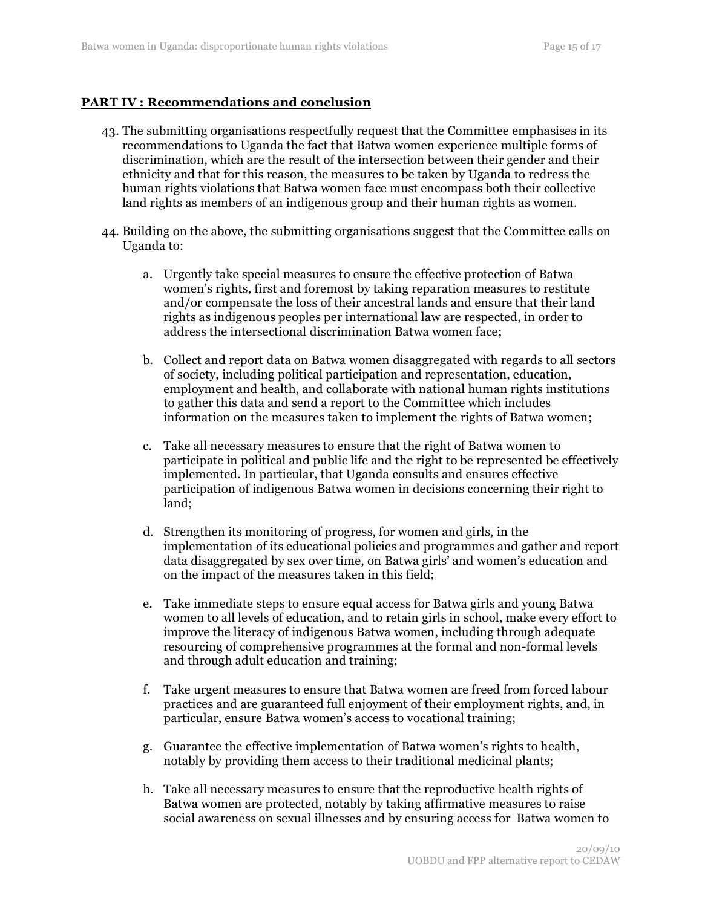## PART IV : Recommendations and conclusion

43. The submitting organisations respectfully request that the Committee emphasises in its recommendations to Uganda the fact that Batwa women experience multiple forms of discrimination, which are the result of the intersection between their gender and their ethnicity and that for this reason, the measures to be taken by Uganda to redress the human rights violations that Batwa women face must encompass both their collective land rights as members of an indigenous group and their human rights as women.

44. Building on the above, the submitting organisations suggest that the Committee calls on Uganda to:

    a. Urgently take special measures to ensure the effective protection of Batwa women's rights, first and foremost by taking reparation measures to restitute and/or compensate the loss of their ancestral lands and ensure that their land rights as indigenous peoples per international law are respected, in order to address the intersectional discrimination Batwa women face;

    b. Collect and report data on Batwa women disaggregated with regards to all sectors of society, including political participation and representation, education, employment and health, and collaborate with national human rights institutions to gather this data and send a report to the Committee which includes information on the measures taken to implement the rights of Batwa women;

    c. Take all necessary measures to ensure that the right of Batwa women to participate in political and public life and the right to be represented be effectively implemented. In particular, that Uganda consults and ensures effective participation of indigenous Batwa women in decisions concerning their right to land;

    d. Strengthen its monitoring of progress, for women and girls, in the implementation of its educational policies and programmes and gather and report data disaggregated by sex over time, on Batwa girls' and women's education and on the impact of the measures taken in this field;

    e. Take immediate steps to ensure equal access for Batwa girls and young Batwa women to all levels of education, and to retain girls in school, make every effort to improve the literacy of indigenous Batwa women, including through adequate resourcing of comprehensive programmes at the formal and non-formal levels and through adult education and training;

    f. Take urgent measures to ensure that Batwa women are freed from forced labour practices and are guaranteed full enjoyment of their employment rights, and, in particular, ensure Batwa women's access to vocational training;

    g. Guarantee the effective implementation of Batwa women's rights to health, notably by providing them access to their traditional medicinal plants;

    h. Take all necessary measures to ensure that the reproductive health rights of Batwa women are protected, notably by taking affirmative measures to raise social awareness on sexual illnesses and by ensuring access for Batwa women to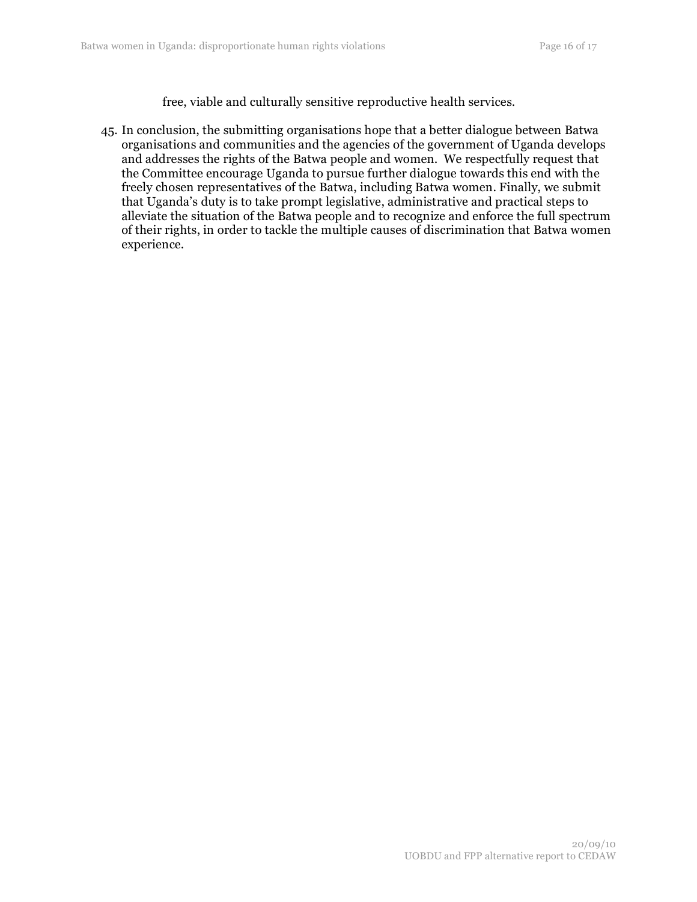free, viable and culturally sensitive reproductive health services.

45. In conclusion, the submitting organisations hope that a better dialogue between Batwa organisations and communities and the agencies of the government of Uganda develops and addresses the rights of the Batwa people and women. We respectfully request that the Committee encourage Uganda to pursue further dialogue towards this end with the freely chosen representatives of the Batwa, including Batwa women. Finally, we submit that Uganda's duty is to take prompt legislative, administrative and practical steps to alleviate the situation of the Batwa people and to recognize and enforce the full spectrum of their rights, in order to tackle the multiple causes of discrimination that Batwa women experience.